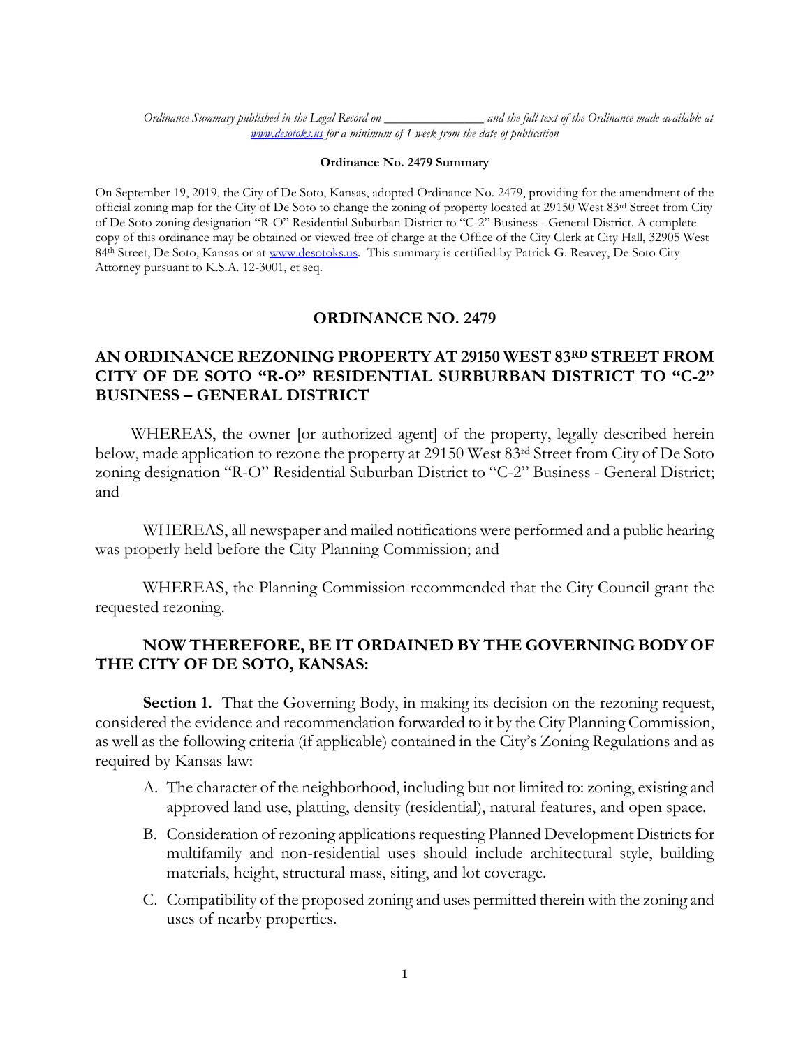*Ordinance Summary published in the Legal Record on _______________ and the full text of the Ordinance made available at [www.desotoks.us](http://www.desotoks.us) for a minimum of 1 week from the date of publication*

**Ordinance No. 2479 Summary**

On September 19, 2019, the City of De Soto, Kansas, adopted Ordinance No. 2479, providing for the amendment of the official zoning map for the City of De Soto to change the zoning of property located at 29150 West 83rd Street from City of De Soto zoning designation "R-O" Residential Suburban District to "C-2" Business - General District. A complete copy of this ordinance may be obtained or viewed free of charge at the Office of the City Clerk at City Hall, 32905 West 84th Street, De Soto, Kansas or at [www.desotoks.us](http://www.desotoks.us). This summary is certified by Patrick G. Reavey, De Soto City Attorney pursuant to K.S.A. 12-3001, et seq.

## ORDINANCE NO. 2479

## AN ORDINANCE REZONING PROPERTY AT 29150 WEST 83RD STREET FROM CITY OF DE SOTO "R-O" RESIDENTIAL SURBURBAN DISTRICT TO "C-2" BUSINESS – GENERAL DISTRICT

WHEREAS, the owner [or authorized agent] of the property, legally described herein below, made application to rezone the property at 29150 West 83rd Street from City of De Soto zoning designation "R-O" Residential Suburban District to "C-2" Business - General District; and

WHEREAS, all newspaper and mailed notifications were performed and a public hearing was properly held before the City Planning Commission; and

WHEREAS, the Planning Commission recommended that the City Council grant the requested rezoning.

**NOW THEREFORE, BE IT ORDAINED BY THE GOVERNING BODY OF THE CITY OF DE SOTO, KANSAS:**

**Section 1.** That the Governing Body, in making its decision on the rezoning request, considered the evidence and recommendation forwarded to it by the City Planning Commission, as well as the following criteria (if applicable) contained in the City's Zoning Regulations and as required by Kansas law:

A. The character of the neighborhood, including but not limited to: zoning, existing and approved land use, platting, density (residential), natural features, and open space.

B. Consideration of rezoning applications requesting Planned Development Districts for multifamily and non-residential uses should include architectural style, building materials, height, structural mass, siting, and lot coverage.

C. Compatibility of the proposed zoning and uses permitted therein with the zoning and uses of nearby properties.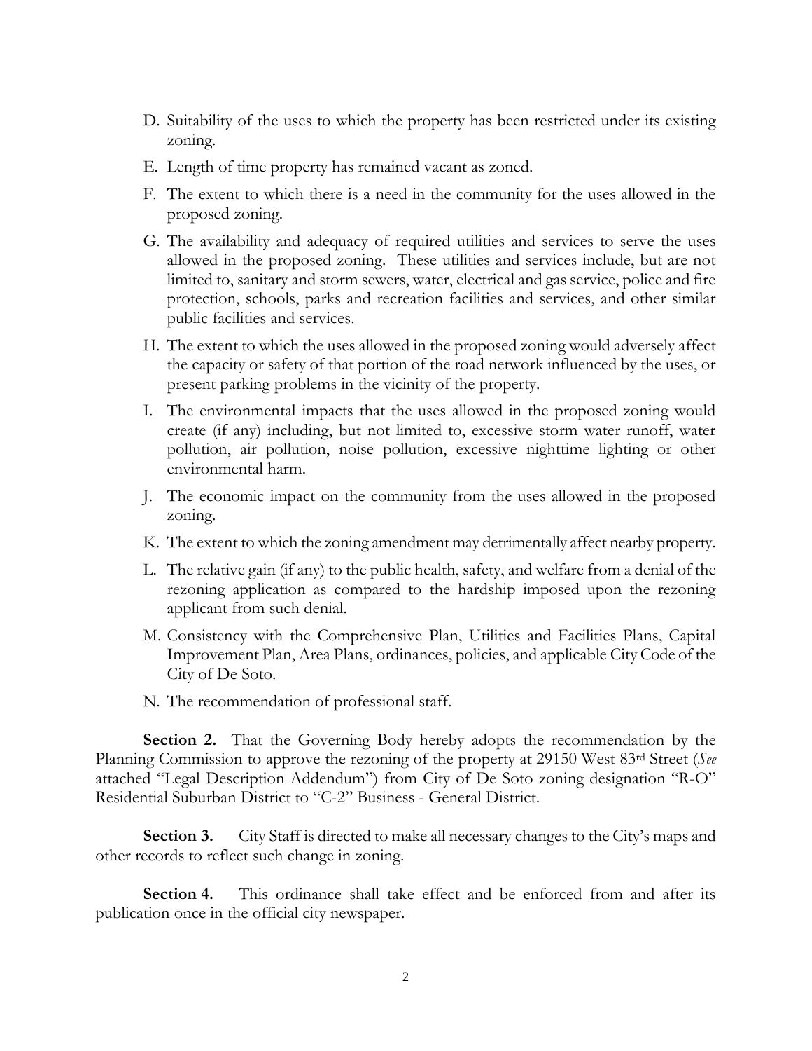D. Suitability of the uses to which the property has been restricted under its existing zoning.

E. Length of time property has remained vacant as zoned.

F. The extent to which there is a need in the community for the uses allowed in the proposed zoning.

G. The availability and adequacy of required utilities and services to serve the uses allowed in the proposed zoning. These utilities and services include, but are not limited to, sanitary and storm sewers, water, electrical and gas service, police and fire protection, schools, parks and recreation facilities and services, and other similar public facilities and services.

H. The extent to which the uses allowed in the proposed zoning would adversely affect the capacity or safety of that portion of the road network influenced by the uses, or present parking problems in the vicinity of the property.

I. The environmental impacts that the uses allowed in the proposed zoning would create (if any) including, but not limited to, excessive storm water runoff, water pollution, air pollution, noise pollution, excessive nighttime lighting or other environmental harm.

J. The economic impact on the community from the uses allowed in the proposed zoning.

K. The extent to which the zoning amendment may detrimentally affect nearby property.

L. The relative gain (if any) to the public health, safety, and welfare from a denial of the rezoning application as compared to the hardship imposed upon the rezoning applicant from such denial.

M. Consistency with the Comprehensive Plan, Utilities and Facilities Plans, Capital Improvement Plan, Area Plans, ordinances, policies, and applicable City Code of the City of De Soto.

N. The recommendation of professional staff.

**Section 2.** That the Governing Body hereby adopts the recommendation by the Planning Commission to approve the rezoning of the property at 29150 West 83rd Street (*See* attached "Legal Description Addendum") from City of De Soto zoning designation "R-O" Residential Suburban District to "C-2" Business - General District.

**Section 3.** City Staff is directed to make all necessary changes to the City's maps and other records to reflect such change in zoning.

**Section 4.** This ordinance shall take effect and be enforced from and after its publication once in the official city newspaper.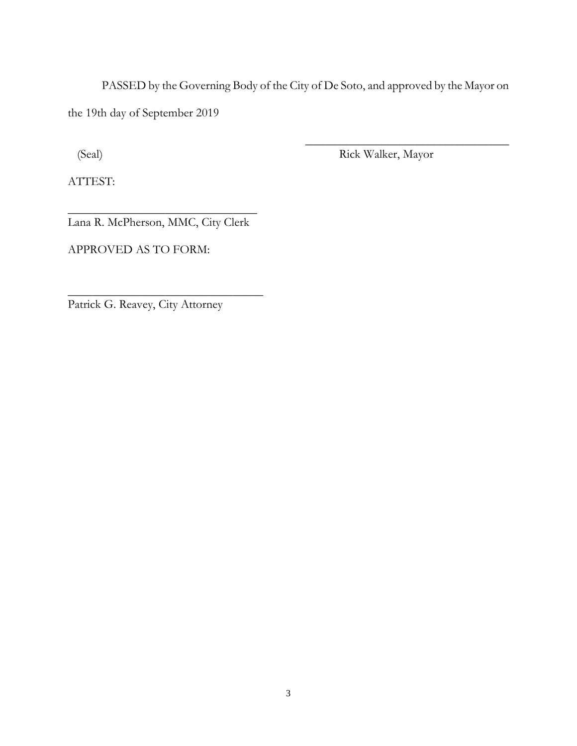PASSED by the Governing Body of the City of De Soto, and approved by the Mayor on the 19th day of September 2019

(Seal)

\_\_\_\_\_\_\_\_\_\_\_\_\_\_\_\_\_\_\_\_\_\_\_\_\_\_\_\_\_\_\_\_\_\_\_
Rick Walker, Mayor

ATTEST:

\_\_\_\_\_\_\_\_\_\_\_\_\_\_\_\_\_\_\_\_\_\_\_\_\_\_\_\_\_\_\_\_\_\_
Lana R. McPherson, MMC, City Clerk

APPROVED AS TO FORM:

\_\_\_\_\_\_\_\_\_\_\_\_\_\_\_\_\_\_\_\_\_\_\_\_\_\_\_\_\_\_\_\_\_\_\_
Patrick G. Reavey, City Attorney